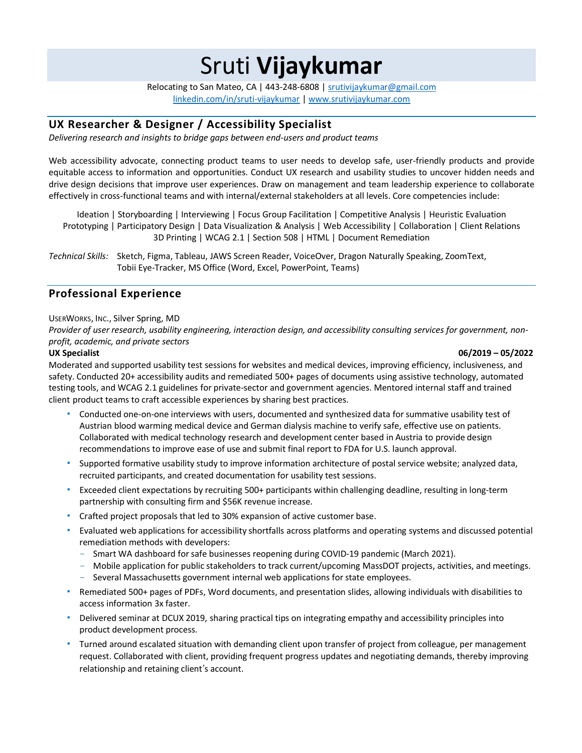# Sruti **Vijaykumar**

Relocating to San Mateo, CA | 443-248-6808 | srutivijaykumar@gmail.com
linkedin.com/in/sruti-vijaykumar | www.srutivijaykumar.com

## UX Researcher & Designer / Accessibility Specialist

*Delivering research and insights to bridge gaps between end-users and product teams*

Web accessibility advocate, connecting product teams to user needs to develop safe, user-friendly products and provide equitable access to information and opportunities. Conduct UX research and usability studies to uncover hidden needs and drive design decisions that improve user experiences. Draw on management and team leadership experience to collaborate effectively in cross-functional teams and with internal/external stakeholders at all levels. Core competencies include:

Ideation | Storyboarding | Interviewing | Focus Group Facilitation | Competitive Analysis | Heuristic Evaluation
Prototyping | Participatory Design | Data Visualization & Analysis | Web Accessibility | Collaboration | Client Relations
3D Printing | WCAG 2.1 | Section 508 | HTML | Document Remediation

*Technical Skills:* Sketch, Figma, Tableau, JAWS Screen Reader, VoiceOver, Dragon Naturally Speaking, ZoomText, Tobii Eye-Tracker, MS Office (Word, Excel, PowerPoint, Teams)

## Professional Experience

UserWorks, Inc., Silver Spring, MD
*Provider of user research, usability engineering, interaction design, and accessibility consulting services for government, non-profit, academic, and private sectors*

**UX Specialist** **06/2019 – 05/2022**

Moderated and supported usability test sessions for websites and medical devices, improving efficiency, inclusiveness, and safety. Conducted 20+ accessibility audits and remediated 500+ pages of documents using assistive technology, automated testing tools, and WCAG 2.1 guidelines for private-sector and government agencies. Mentored internal staff and trained client product teams to craft accessible experiences by sharing best practices.

- Conducted one-on-one interviews with users, documented and synthesized data for summative usability test of Austrian blood warming medical device and German dialysis machine to verify safe, effective use on patients. Collaborated with medical technology research and development center based in Austria to provide design recommendations to improve ease of use and submit final report to FDA for U.S. launch approval.
- Supported formative usability study to improve information architecture of postal service website; analyzed data, recruited participants, and created documentation for usability test sessions.
- Exceeded client expectations by recruiting 500+ participants within challenging deadline, resulting in long-term partnership with consulting firm and $56K revenue increase.
- Crafted project proposals that led to 30% expansion of active customer base.
- Evaluated web applications for accessibility shortfalls across platforms and operating systems and discussed potential remediation methods with developers:
  - Smart WA dashboard for safe businesses reopening during COVID-19 pandemic (March 2021).
  - Mobile application for public stakeholders to track current/upcoming MassDOT projects, activities, and meetings.
  - Several Massachusetts government internal web applications for state employees.
- Remediated 500+ pages of PDFs, Word documents, and presentation slides, allowing individuals with disabilities to access information 3x faster.
- Delivered seminar at DCUX 2019, sharing practical tips on integrating empathy and accessibility principles into product development process.
- Turned around escalated situation with demanding client upon transfer of project from colleague, per management request. Collaborated with client, providing frequent progress updates and negotiating demands, thereby improving relationship and retaining client's account.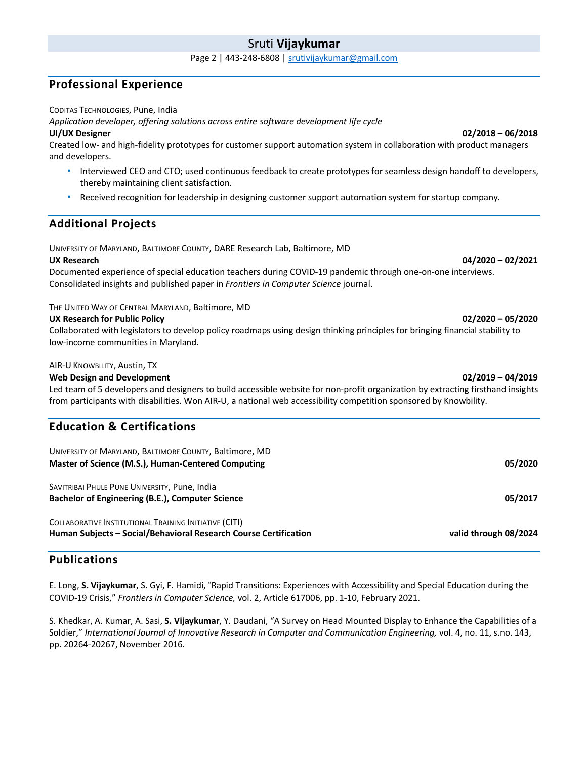## Professional Experience

CODITAS TECHNOLOGIES, Pune, India
*Application developer, offering solutions across entire software development life cycle*
**UI/UX Designer** **02/2018 – 06/2018**
Created low- and high-fidelity prototypes for customer support automation system in collaboration with product managers and developers.

- Interviewed CEO and CTO; used continuous feedback to create prototypes for seamless design handoff to developers, thereby maintaining client satisfaction.
- Received recognition for leadership in designing customer support automation system for startup company.

## Additional Projects

UNIVERSITY OF MARYLAND, BALTIMORE COUNTY, DARE Research Lab, Baltimore, MD
**UX Research** **04/2020 – 02/2021**
Documented experience of special education teachers during COVID-19 pandemic through one-on-one interviews. Consolidated insights and published paper in *Frontiers in Computer Science* journal.

THE UNITED WAY OF CENTRAL MARYLAND, Baltimore, MD
**UX Research for Public Policy** **02/2020 – 05/2020**
Collaborated with legislators to develop policy roadmaps using design thinking principles for bringing financial stability to low-income communities in Maryland.

AIR-U KNOWBILITY, Austin, TX
**Web Design and Development** **02/2019 – 04/2019**
Led team of 5 developers and designers to build accessible website for non-profit organization by extracting firsthand insights from participants with disabilities. Won AIR-U, a national web accessibility competition sponsored by Knowbility.

## Education & Certifications

UNIVERSITY OF MARYLAND, BALTIMORE COUNTY, Baltimore, MD
**Master of Science (M.S.), Human-Centered Computing** **05/2020**

SAVITRIBAI PHULE PUNE UNIVERSITY, Pune, India
**Bachelor of Engineering (B.E.), Computer Science** **05/2017**

COLLABORATIVE INSTITUTIONAL TRAINING INITIATIVE (CITI)
**Human Subjects – Social/Behavioral Research Course Certification** **valid through 08/2024**

## Publications

E. Long, **S. Vijaykumar**, S. Gyi, F. Hamidi, "Rapid Transitions: Experiences with Accessibility and Special Education during the COVID-19 Crisis," *Frontiers in Computer Science,* vol. 2, Article 617006, pp. 1-10, February 2021.

S. Khedkar, A. Kumar, A. Sasi, **S. Vijaykumar**, Y. Daudani, "A Survey on Head Mounted Display to Enhance the Capabilities of a Soldier," *International Journal of Innovative Research in Computer and Communication Engineering,* vol. 4, no. 11, s.no. 143, pp. 20264-20267, November 2016.